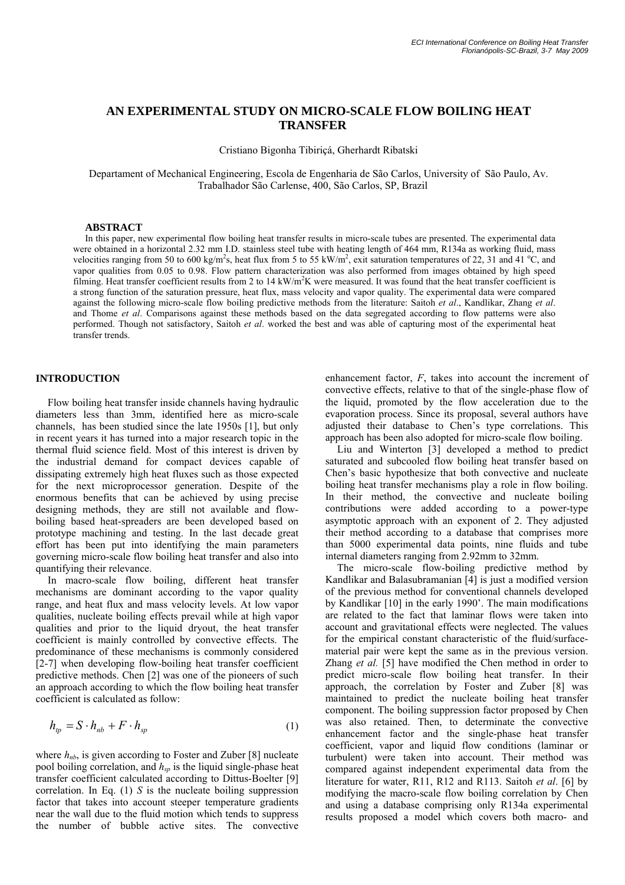# AN EXPERIMENTAL STUDY ON MICRO-SCALE FLOW BOILING HEAT TRANSFER

Cristiano Bigonha Tibiriçá, Gherhardt Ribatski

Departament of Mechanical Engineering, Escola de Engenharia de São Carlos, University of São Paulo, Av. Trabalhador São Carlense, 400, São Carlos, SP, Brazil

### ABSTRACT

In this paper, new experimental flow boiling heat transfer results in micro-scale tubes are presented. The experimental data were obtained in a horizontal 2.32 mm I.D. stainless steel tube with heating length of 464 mm, R134a as working fluid, mass velocities ranging from 50 to 600 kg/m$^2$s, heat flux from 5 to 55 kW/m$^2$, exit saturation temperatures of 22, 31 and 41 $^o$C, and vapor qualities from 0.05 to 0.98. Flow pattern characterization was also performed from images obtained by high speed filming. Heat transfer coefficient results from 2 to 14 kW/m$^2$K were measured. It was found that the heat transfer coefficient is a strong function of the saturation pressure, heat flux, mass velocity and vapor quality. The experimental data were compared against the following micro-scale flow boiling predictive methods from the literature: Saitoh *et al*., Kandlikar, Zhang *et al*. and Thome *et al*. Comparisons against these methods based on the data segregated according to flow patterns were also performed. Though not satisfactory, Saitoh *et al*. worked the best and was able of capturing most of the experimental heat transfer trends.

## INTRODUCTION

Flow boiling heat transfer inside channels having hydraulic diameters less than 3mm, identified here as micro-scale channels, has been studied since the late 1950s [1], but only in recent years it has turned into a major research topic in the thermal fluid science field. Most of this interest is driven by the industrial demand for compact devices capable of dissipating extremely high heat fluxes such as those expected for the next microprocessor generation. Despite of the enormous benefits that can be achieved by using precise designing methods, they are still not available and flow-boiling based heat-spreaders are been developed based on prototype machining and testing. In the last decade great effort has been put into identifying the main parameters governing micro-scale flow boiling heat transfer and also into quantifying their relevance.

In macro-scale flow boiling, different heat transfer mechanisms are dominant according to the vapor quality range, and heat flux and mass velocity levels. At low vapor qualities, nucleate boiling effects prevail while at high vapor qualities and prior to the liquid dryout, the heat transfer coefficient is mainly controlled by convective effects. The predominance of these mechanisms is commonly considered [2-7] when developing flow-boiling heat transfer coefficient predictive methods. Chen [2] was one of the pioneers of such an approach according to which the flow boiling heat transfer coefficient is calculated as follow:

$$h_{tp} = S \cdot h_{nb} + F \cdot h_{sp} \tag{1}$$

where $h_{nb}$, is given according to Foster and Zuber [8] nucleate pool boiling correlation, and $h_{sp}$ is the liquid single-phase heat transfer coefficient calculated according to Dittus-Boelter [9] correlation. In Eq. (1) $S$ is the nucleate boiling suppression factor that takes into account steeper temperature gradients near the wall due to the fluid motion which tends to suppress the number of bubble active sites. The convective enhancement factor, $F$, takes into account the increment of convective effects, relative to that of the single-phase flow of the liquid, promoted by the flow acceleration due to the evaporation process. Since its proposal, several authors have adjusted their database to Chen's type correlations. This approach has been also adopted for micro-scale flow boiling.

Liu and Winterton [3] developed a method to predict saturated and subcooled flow boiling heat transfer based on Chen's basic hypothesize that both convective and nucleate boiling heat transfer mechanisms play a role in flow boiling. In their method, the convective and nucleate boiling contributions were added according to a power-type asymptotic approach with an exponent of 2. They adjusted their method according to a database that comprises more than 5000 experimental data points, nine fluids and tube internal diameters ranging from 2.92mm to 32mm.

The micro-scale flow-boiling predictive method by Kandlikar and Balasubramanian [4] is just a modified version of the previous method for conventional channels developed by Kandlikar [10] in the early 1990'. The main modifications are related to the fact that laminar flows were taken into account and gravitational effects were neglected. The values for the empirical constant characteristic of the fluid/surface-material pair were kept the same as in the previous version. Zhang *et al.* [5] have modified the Chen method in order to predict micro-scale flow boiling heat transfer. In their approach, the correlation by Foster and Zuber [8] was maintained to predict the nucleate boiling heat transfer component. The boiling suppression factor proposed by Chen was also retained. Then, to determinate the convective enhancement factor and the single-phase heat transfer coefficient, vapor and liquid flow conditions (laminar or turbulent) were taken into account. Their method was compared against independent experimental data from the literature for water, R11, R12 and R113. Saitoh *et al*. [6] by modifying the macro-scale flow boiling correlation by Chen and using a database comprising only R134a experimental results proposed a model which covers both macro- and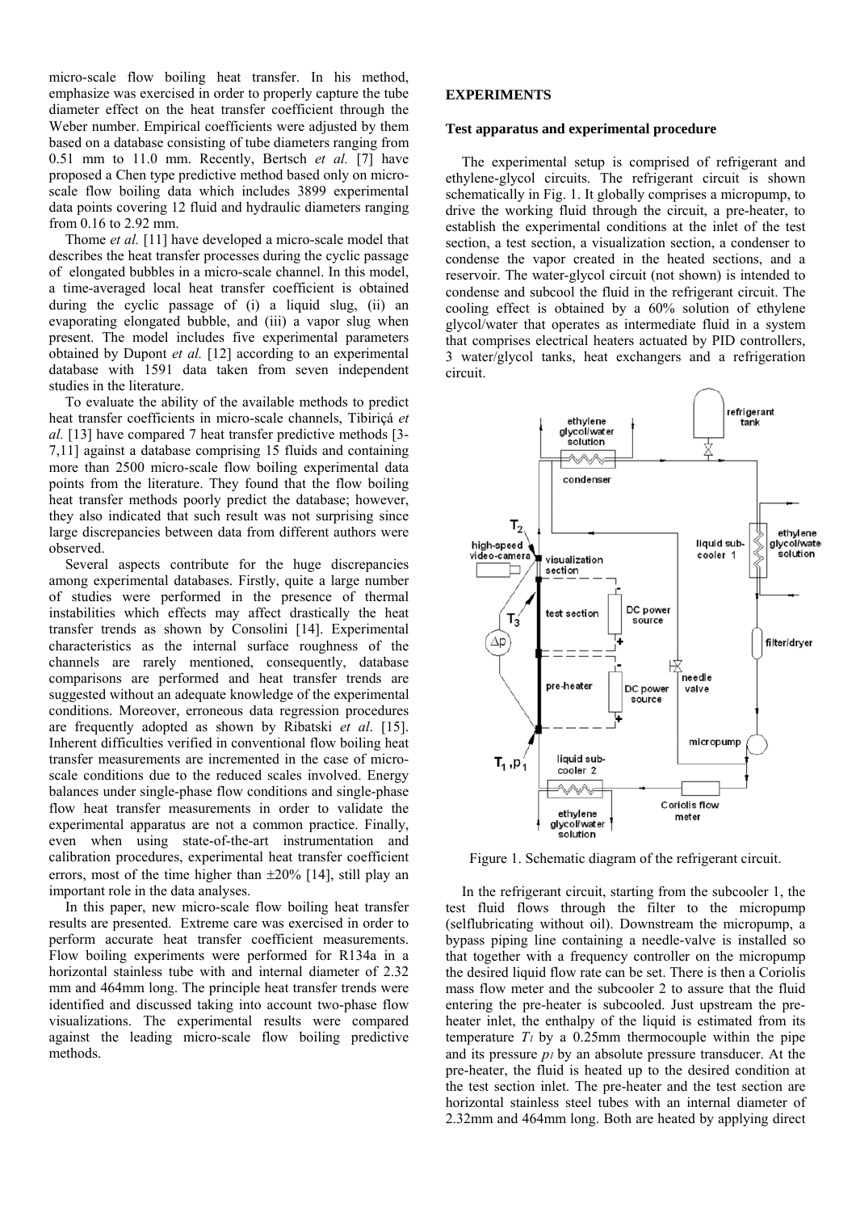micro-scale flow boiling heat transfer. In his method, emphasize was exercised in order to properly capture the tube diameter effect on the heat transfer coefficient through the Weber number. Empirical coefficients were adjusted by them based on a database consisting of tube diameters ranging from 0.51 mm to 11.0 mm. Recently, Bertsch *et al.* [7] have proposed a Chen type predictive method based only on micro-scale flow boiling data which includes 3899 experimental data points covering 12 fluid and hydraulic diameters ranging from 0.16 to 2.92 mm.

Thome *et al.* [11] have developed a micro-scale model that describes the heat transfer processes during the cyclic passage of elongated bubbles in a micro-scale channel. In this model, a time-averaged local heat transfer coefficient is obtained during the cyclic passage of (i) a liquid slug, (ii) an evaporating elongated bubble, and (iii) a vapor slug when present. The model includes five experimental parameters obtained by Dupont *et al.* [12] according to an experimental database with 1591 data taken from seven independent studies in the literature.

To evaluate the ability of the available methods to predict heat transfer coefficients in micro-scale channels, Tibiriçá *et al.* [13] have compared 7 heat transfer predictive methods [3-7,11] against a database comprising 15 fluids and containing more than 2500 micro-scale flow boiling experimental data points from the literature. They found that the flow boiling heat transfer methods poorly predict the database; however, they also indicated that such result was not surprising since large discrepancies between data from different authors were observed.

Several aspects contribute for the huge discrepancies among experimental databases. Firstly, quite a large number of studies were performed in the presence of thermal instabilities which effects may affect drastically the heat transfer trends as shown by Consolini [14]. Experimental characteristics as the internal surface roughness of the channels are rarely mentioned, consequently, database comparisons are performed and heat transfer trends are suggested without an adequate knowledge of the experimental conditions. Moreover, erroneous data regression procedures are frequently adopted as shown by Ribatski *et al*. [15]. Inherent difficulties verified in conventional flow boiling heat transfer measurements are incremented in the case of micro-scale conditions due to the reduced scales involved. Energy balances under single-phase flow conditions and single-phase flow heat transfer measurements in order to validate the experimental apparatus are not a common practice. Finally, even when using state-of-the-art instrumentation and calibration procedures, experimental heat transfer coefficient errors, most of the time higher than ±20% [14], still play an important role in the data analyses.

In this paper, new micro-scale flow boiling heat transfer results are presented. Extreme care was exercised in order to perform accurate heat transfer coefficient measurements. Flow boiling experiments were performed for R134a in a horizontal stainless tube with and internal diameter of 2.32 mm and 464mm long. The principle heat transfer trends were identified and discussed taking into account two-phase flow visualizations. The experimental results were compared against the leading micro-scale flow boiling predictive methods.

## EXPERIMENTS

### Test apparatus and experimental procedure

The experimental setup is comprised of refrigerant and ethylene-glycol circuits. The refrigerant circuit is shown schematically in Fig. 1. It globally comprises a micropump, to drive the working fluid through the circuit, a pre-heater, to establish the experimental conditions at the inlet of the test section, a test section, a visualization section, a condenser to condense the vapor created in the heated sections, and a reservoir. The water-glycol circuit (not shown) is intended to condense and subcool the fluid in the refrigerant circuit. The cooling effect is obtained by a 60% solution of ethylene glycol/water that operates as intermediate fluid in a system that comprises electrical heaters actuated by PID controllers, 3 water/glycol tanks, heat exchangers and a refrigeration circuit.

Figure 1. Schematic diagram of the refrigerant circuit.

In the refrigerant circuit, starting from the subcooler 1, the test fluid flows through the filter to the micropump (selflubricating without oil). Downstream the micropump, a bypass piping line containing a needle-valve is installed so that together with a frequency controller on the micropump the desired liquid flow rate can be set. There is then a Coriolis mass flow meter and the subcooler 2 to assure that the fluid entering the pre-heater is subcooled. Just upstream the pre-heater inlet, the enthalpy of the liquid is estimated from its temperature $T_1$ by a 0.25mm thermocouple within the pipe and its pressure $p_1$ by an absolute pressure transducer. At the pre-heater, the fluid is heated up to the desired condition at the test section inlet. The pre-heater and the test section are horizontal stainless steel tubes with an internal diameter of 2.32mm and 464mm long. Both are heated by applying direct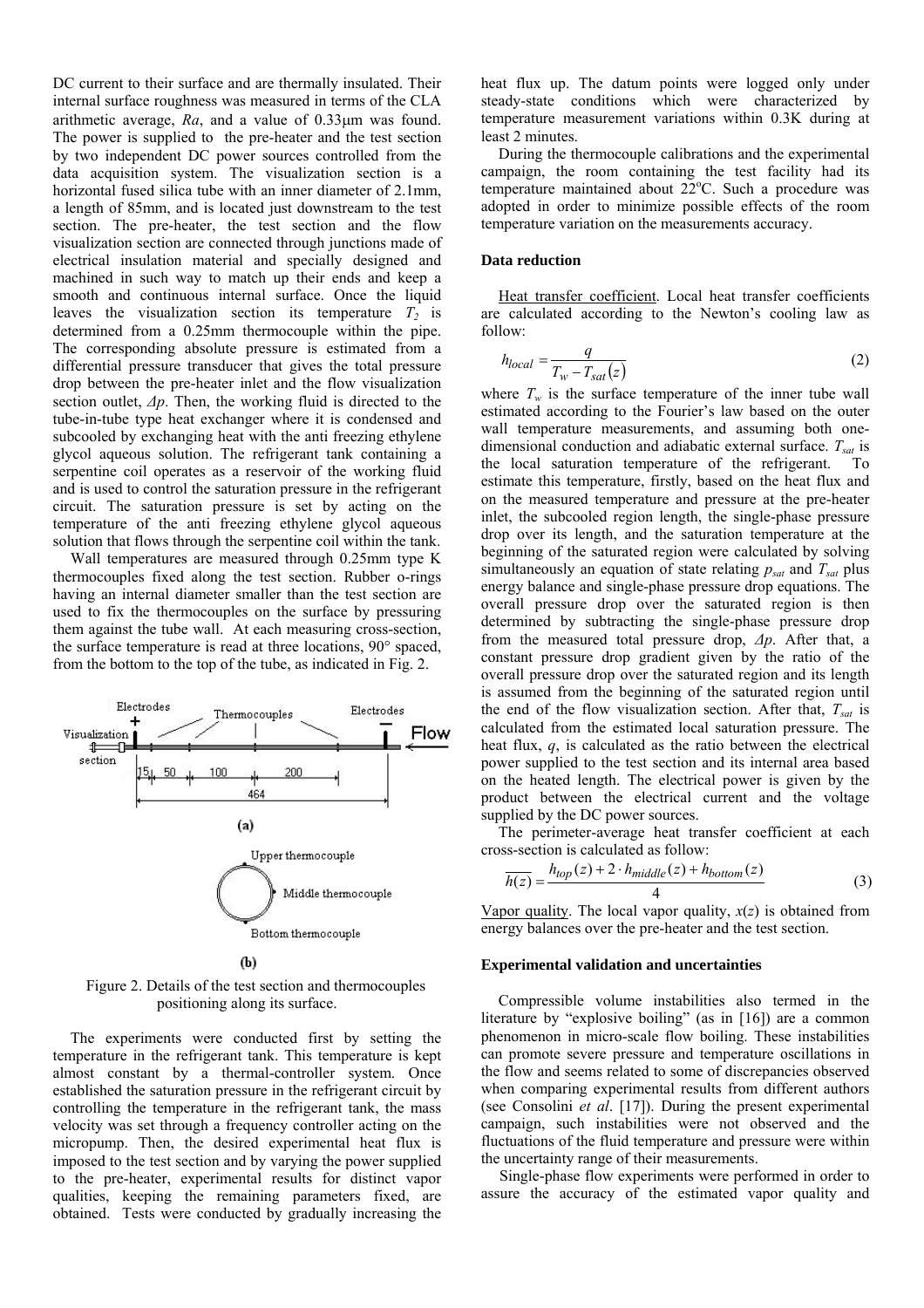DC current to their surface and are thermally insulated. Their internal surface roughness was measured in terms of the CLA arithmetic average, $Ra$, and a value of 0.33μm was found. The power is supplied to the pre-heater and the test section by two independent DC power sources controlled from the data acquisition system. The visualization section is a horizontal fused silica tube with an inner diameter of 2.1mm, a length of 85mm, and is located just downstream to the test section. The pre-heater, the test section and the flow visualization section are connected through junctions made of electrical insulation material and specially designed and machined in such way to match up their ends and keep a smooth and continuous internal surface. Once the liquid leaves the visualization section its temperature $T_2$ is determined from a 0.25mm thermocouple within the pipe. The corresponding absolute pressure is estimated from a differential pressure transducer that gives the total pressure drop between the pre-heater inlet and the flow visualization section outlet, $\Delta p$. Then, the working fluid is directed to the tube-in-tube type heat exchanger where it is condensed and subcooled by exchanging heat with the anti freezing ethylene glycol aqueous solution. The refrigerant tank containing a serpentine coil operates as a reservoir of the working fluid and is used to control the saturation pressure in the refrigerant circuit. The saturation pressure is set by acting on the temperature of the anti freezing ethylene glycol aqueous solution that flows through the serpentine coil within the tank.

Wall temperatures are measured through 0.25mm type K thermocouples fixed along the test section. Rubber o-rings having an internal diameter smaller than the test section are used to fix the thermocouples on the surface by pressuring them against the tube wall. At each measuring cross-section, the surface temperature is read at three locations, 90° spaced, from the bottom to the top of the tube, as indicated in Fig. 2.

Figure 2. Details of the test section and thermocouples positioning along its surface.

The experiments were conducted first by setting the temperature in the refrigerant tank. This temperature is kept almost constant by a thermal-controller system. Once established the saturation pressure in the refrigerant circuit by controlling the temperature in the refrigerant tank, the mass velocity was set through a frequency controller acting on the micropump. Then, the desired experimental heat flux is imposed to the test section and by varying the power supplied to the pre-heater, experimental results for distinct vapor qualities, keeping the remaining parameters fixed, are obtained. Tests were conducted by gradually increasing the heat flux up. The datum points were logged only under steady-state conditions which were characterized by temperature measurement variations within 0.3K during at least 2 minutes.

During the thermocouple calibrations and the experimental campaign, the room containing the test facility had its temperature maintained about 22°C. Such a procedure was adopted in order to minimize possible effects of the room temperature variation on the measurements accuracy.

### Data reduction

Heat transfer coefficient. Local heat transfer coefficients are calculated according to the Newton's cooling law as follow:

$$h_{local} = \frac{q}{T_w - T_{sat}(z)} \tag{2}$$

where $T_w$ is the surface temperature of the inner tube wall estimated according to the Fourier's law based on the outer wall temperature measurements, and assuming both one-dimensional conduction and adiabatic external surface. $T_{sat}$ is the local saturation temperature of the refrigerant. To estimate this temperature, firstly, based on the heat flux and on the measured temperature and pressure at the pre-heater inlet, the subcooled region length, the single-phase pressure drop over its length, and the saturation temperature at the beginning of the saturated region were calculated by solving simultaneously an equation of state relating $p_{sat}$ and $T_{sat}$ plus energy balance and single-phase pressure drop equations. The overall pressure drop over the saturated region is then determined by subtracting the single-phase pressure drop from the measured total pressure drop, $\Delta p$. After that, a constant pressure drop gradient given by the ratio of the overall pressure drop over the saturated region and its length is assumed from the beginning of the saturated region until the end of the flow visualization section. After that, $T_{sat}$ is calculated from the estimated local saturation pressure. The heat flux, $q$, is calculated as the ratio between the electrical power supplied to the test section and its internal area based on the heated length. The electrical power is given by the product between the electrical current and the voltage supplied by the DC power sources.

The perimeter-average heat transfer coefficient at each cross-section is calculated as follow:

$$\overline{h(z)} = \frac{h_{top}(z) + 2 \cdot h_{middle}(z) + h_{bottom}(z)}{4} \tag{3}$$

Vapor quality. The local vapor quality, $x(z)$ is obtained from energy balances over the pre-heater and the test section.

### Experimental validation and uncertainties

Compressible volume instabilities also termed in the literature by "explosive boiling" (as in [16]) are a common phenomenon in micro-scale flow boiling. These instabilities can promote severe pressure and temperature oscillations in the flow and seems related to some of discrepancies observed when comparing experimental results from different authors (see Consolini *et al*. [17]). During the present experimental campaign, such instabilities were not observed and the fluctuations of the fluid temperature and pressure were within the uncertainty range of their measurements.

Single-phase flow experiments were performed in order to assure the accuracy of the estimated vapor quality and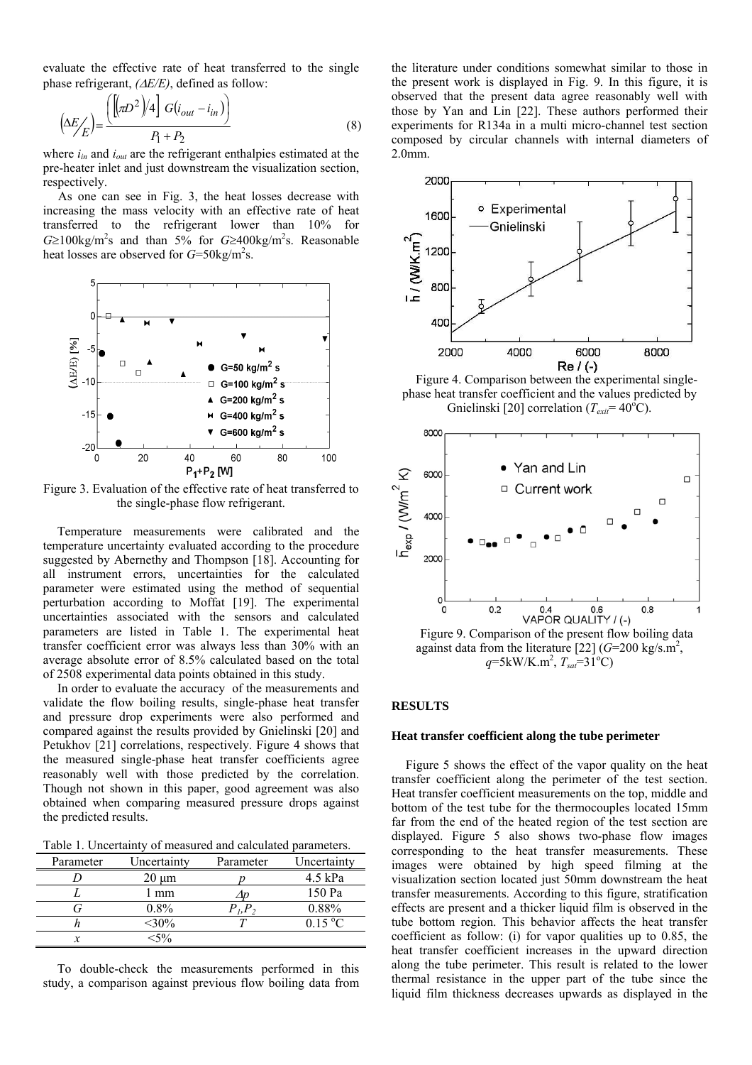evaluate the effective rate of heat transferred to the single phase refrigerant, $(\Delta E/E)$, defined as follow:

$$\left(\Delta E/E\right) = \frac{\left(\left[\left(\pi D^2\right)/4\right] G\left(i_{out} - i_{in}\right)\right)}{P_1 + P_2} \tag{8}$$

where $i_{in}$ and $i_{out}$ are the refrigerant enthalpies estimated at the pre-heater inlet and just downstream the visualization section, respectively.

As one can see in Fig. 3, the heat losses decrease with increasing the mass velocity with an effective rate of heat transferred to the refrigerant lower than 10% for $G \geq 100$kg/m$^2$s and than 5% for $G \geq 400$kg/m$^2$s. Reasonable heat losses are observed for $G$=50kg/m$^2$s.

Figure 3. Evaluation of the effective rate of heat transferred to the single-phase flow refrigerant.

Temperature measurements were calibrated and the temperature uncertainty evaluated according to the procedure suggested by Abernethy and Thompson [18]. Accounting for all instrument errors, uncertainties for the calculated parameter were estimated using the method of sequential perturbation according to Moffat [19]. The experimental uncertainties associated with the sensors and calculated parameters are listed in Table 1. The experimental heat transfer coefficient error was always less than 30% with an average absolute error of 8.5% calculated based on the total of 2508 experimental data points obtained in this study.

In order to evaluate the accuracy of the measurements and validate the flow boiling results, single-phase heat transfer and pressure drop experiments were also performed and compared against the results provided by Gnielinski [20] and Petukhov [21] correlations, respectively. Figure 4 shows that the measured single-phase heat transfer coefficients agree reasonably well with those predicted by the correlation. Though not shown in this paper, good agreement was also obtained when comparing measured pressure drops against the predicted results.

Table 1. Uncertainty of measured and calculated parameters.

| Parameter | Uncertainty | Parameter | Uncertainty |
|---|---|---|---|
| $D$ | 20 μm | $p$ | 4.5 kPa |
| $L$ | 1 mm | $\Delta p$ | 150 Pa |
| $G$ | 0.8% | $P_1,P_2$ | 0.88% |
| $h$ | <30% | $T$ | 0.15 °C |
| $x$ | <5% | | |

To double-check the measurements performed in this study, a comparison against previous flow boiling data from the literature under conditions somewhat similar to those in the present work is displayed in Fig. 9. In this figure, it is observed that the present data agree reasonably well with those by Yan and Lin [22]. These authors performed their experiments for R134a in a multi micro-channel test section composed by circular channels with internal diameters of 2.0mm.

Figure 4. Comparison between the experimental single-phase heat transfer coefficient and the values predicted by Gnielinski [20] correlation ($T_{exit}$= 40°C).

Figure 9. Comparison of the present flow boiling data against data from the literature [22] ($G$=200 kg/s.m$^2$, $q$=5kW/K.m$^2$, $T_{sat}$=31°C)

## RESULTS

### Heat transfer coefficient along the tube perimeter

Figure 5 shows the effect of the vapor quality on the heat transfer coefficient along the perimeter of the test section. Heat transfer coefficient measurements on the top, middle and bottom of the test tube for the thermocouples located 15mm far from the end of the heated region of the test section are displayed. Figure 5 also shows two-phase flow images corresponding to the heat transfer measurements. These images were obtained by high speed filming at the visualization section located just 50mm downstream the heat transfer measurements. According to this figure, stratification effects are present and a thicker liquid film is observed in the tube bottom region. This behavior affects the heat transfer coefficient as follow: (i) for vapor qualities up to 0.85, the heat transfer coefficient increases in the upward direction along the tube perimeter. This result is related to the lower thermal resistance in the upper part of the tube since the liquid film thickness decreases upwards as displayed in the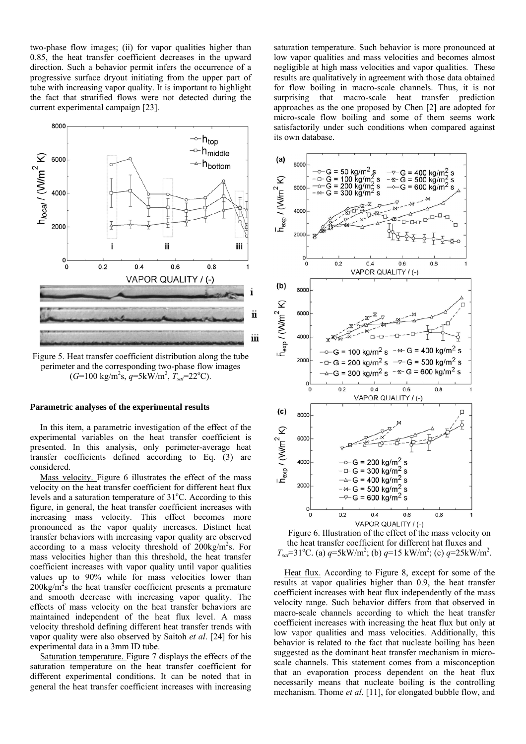two-phase flow images; (ii) for vapor qualities higher than 0.85, the heat transfer coefficient decreases in the upward direction. Such a behavior permit infers the occurrence of a progressive surface dryout initiating from the upper part of tube with increasing vapor quality. It is important to highlight the fact that stratified flows were not detected during the current experimental campaign [23].

Figure 5. Heat transfer coefficient distribution along the tube perimeter and the corresponding two-phase flow images ($G$=100 kg/m$^2$s, $q$=5kW/m$^2$, $T_{sat}$=22$^o$C).

**Parametric analyses of the experimental results**

In this item, a parametric investigation of the effect of the experimental variables on the heat transfer coefficient is presented. In this analysis, only perimeter-average heat transfer coefficients defined according to Eq. (3) are considered.

Mass velocity. Figure 6 illustrates the effect of the mass velocity on the heat transfer coefficient for different heat flux levels and a saturation temperature of 31$^o$C. According to this figure, in general, the heat transfer coefficient increases with increasing mass velocity. This effect becomes more pronounced as the vapor quality increases. Distinct heat transfer behaviors with increasing vapor quality are observed according to a mass velocity threshold of 200kg/m$^2$s. For mass velocities higher than this threshold, the heat transfer coefficient increases with vapor quality until vapor qualities values up to 90% while for mass velocities lower than 200kg/m$^2$s the heat transfer coefficient presents a premature and smooth decrease with increasing vapor quality. The effects of mass velocity on the heat transfer behaviors are maintained independent of the heat flux level. A mass velocity threshold defining different heat transfer trends with vapor quality were also observed by Saitoh *et al*. [24] for his experimental data in a 3mm ID tube.

Saturation temperature. Figure 7 displays the effects of the saturation temperature on the heat transfer coefficient for different experimental conditions. It can be noted that in general the heat transfer coefficient increases with increasing saturation temperature. Such behavior is more pronounced at low vapor qualities and mass velocities and becomes almost negligible at high mass velocities and vapor qualities. These results are qualitatively in agreement with those data obtained for flow boiling in macro-scale channels. Thus, it is not surprising that macro-scale heat transfer prediction approaches as the one proposed by Chen [2] are adopted for micro-scale flow boiling and some of them seems work satisfactorily under such conditions when compared against its own database.

Figure 6. Illustration of the effect of the mass velocity on the heat transfer coefficient for different hat fluxes and $T_{sat}$=31$^o$C. (a) $q$=5kW/m$^2$; (b) $q$=15 kW/m$^2$; (c) $q$=25kW/m$^2$.

Heat flux. According to Figure 8, except for some of the results at vapor qualities higher than 0.9, the heat transfer coefficient increases with heat flux independently of the mass velocity range. Such behavior differs from that observed in macro-scale channels according to which the heat transfer coefficient increases with increasing the heat flux but only at low vapor qualities and mass velocities. Additionally, this behavior is related to the fact that nucleate boiling has been suggested as the dominant heat transfer mechanism in micro-scale channels. This statement comes from a misconception that an evaporation process dependent on the heat flux necessarily means that nucleate boiling is the controlling mechanism. Thome *et al*. [11], for elongated bubble flow, and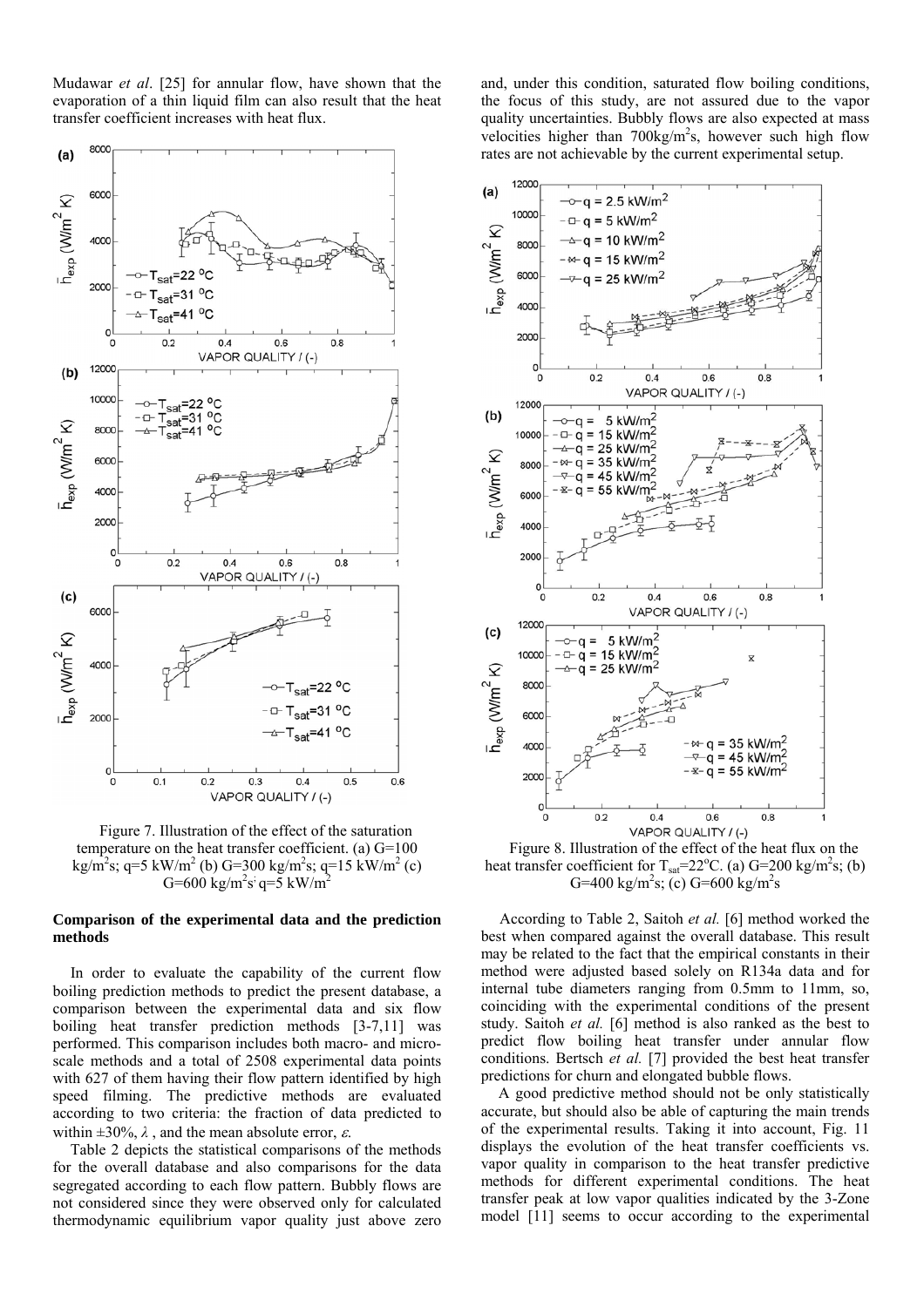Mudawar *et al*. [25] for annular flow, have shown that the evaporation of a thin liquid film can also result that the heat transfer coefficient increases with heat flux.

Figure 7. Illustration of the effect of the saturation temperature on the heat transfer coefficient. (a) G=100 kg/m$^2$s; q=5 kW/m$^2$ (b) G=300 kg/m$^2$s; q=15 kW/m$^2$ (c) G=600 kg/m$^2$s; q=5 kW/m$^2$

### Comparison of the experimental data and the prediction methods

In order to evaluate the capability of the current flow boiling prediction methods to predict the present database, a comparison between the experimental data and six flow boiling heat transfer prediction methods [3-7,11] was performed. This comparison includes both macro- and micro-scale methods and a total of 2508 experimental data points with 627 of them having their flow pattern identified by high speed filming. The predictive methods are evaluated according to two criteria: the fraction of data predicted to within ±30%, $\lambda$ , and the mean absolute error, $\varepsilon$.

Table 2 depicts the statistical comparisons of the methods for the overall database and also comparisons for the data segregated according to each flow pattern. Bubbly flows are not considered since they were observed only for calculated thermodynamic equilibrium vapor quality just above zero and, under this condition, saturated flow boiling conditions, the focus of this study, are not assured due to the vapor quality uncertainties. Bubbly flows are also expected at mass velocities higher than 700kg/m$^2$s, however such high flow rates are not achievable by the current experimental setup.

Figure 8. Illustration of the effect of the heat flux on the heat transfer coefficient for T$_{sat}$=22$^o$C. (a) G=200 kg/m$^2$s; (b) G=400 kg/m$^2$s; (c) G=600 kg/m$^2$s

According to Table 2, Saitoh *et al.* [6] method worked the best when compared against the overall database. This result may be related to the fact that the empirical constants in their method were adjusted based solely on R134a data and for internal tube diameters ranging from 0.5mm to 11mm, so, coinciding with the experimental conditions of the present study. Saitoh *et al.* [6] method is also ranked as the best to predict flow boiling heat transfer under annular flow conditions. Bertsch *et al.* [7] provided the best heat transfer predictions for churn and elongated bubble flows.

A good predictive method should not be only statistically accurate, but should also be able of capturing the main trends of the experimental results. Taking it into account, Fig. 11 displays the evolution of the heat transfer coefficients vs. vapor quality in comparison to the heat transfer predictive methods for different experimental conditions. The heat transfer peak at low vapor qualities indicated by the 3-Zone model [11] seems to occur according to the experimental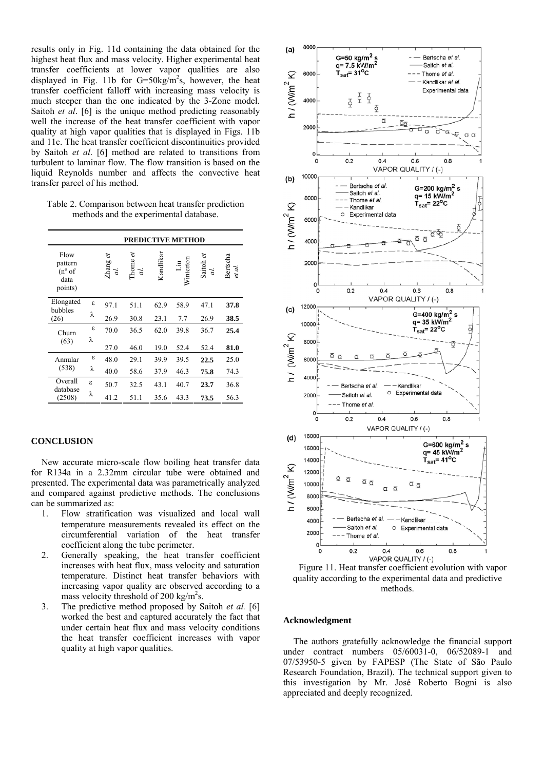results only in Fig. 11d containing the data obtained for the highest heat flux and mass velocity. Higher experimental heat transfer coefficients at lower vapor qualities are also displayed in Fig. 11b for G=50kg/m$^2$s, however, the heat transfer coefficient falloff with increasing mass velocity is much steeper than the one indicated by the 3-Zone model. Saitoh *et al*. [6] is the unique method predicting reasonably well the increase of the heat transfer coefficient with vapor quality at high vapor qualities that is displayed in Figs. 11b and 11c. The heat transfer coefficient discontinuities provided by Saitoh *et al*. [6] method are related to transitions from turbulent to laminar flow. The flow transition is based on the liquid Reynolds number and affects the convective heat transfer parcel of his method.

Table 2. Comparison between heat transfer prediction methods and the experimental database.

| Flow pattern (nº of data points) | | PREDICTIVE METHOD | | | | | |
|---|---|---|---|---|---|---|---|
| | | Zhang *et al.* | Thome *et al.* | Kandlikar | Liu Winterton | Saitoh *et al.* | Bertscha *et al.* |
| Elongated bubbles (26) | ε | 97.1 | 51.1 | 62.9 | 58.9 | 47.1 | **37.8** |
| | λ | 26.9 | 30.8 | 23.1 | 7.7 | 26.9 | **38.5** |
| Churn (63) | ε | 70.0 | 36.5 | 62.0 | 39.8 | 36.7 | **25.4** |
| | λ | 27.0 | 46.0 | 19.0 | 52.4 | 52.4 | **81.0** |
| Annular (538) | ε | 48.0 | 29.1 | 39.9 | 39.5 | **22.5** | 25.0 |
| | λ | 40.0 | 58.6 | 37.9 | 46.3 | **75.8** | 74.3 |
| Overall database (2508) | ε | 50.7 | 32.5 | 43.1 | 40.7 | **23.7** | 36.8 |
| | λ | 41.2 | 51.1 | 35.6 | 43.3 | **73.5** | 56.3 |

## CONCLUSION

New accurate micro-scale flow boiling heat transfer data for R134a in a 2.32mm circular tube were obtained and presented. The experimental data was parametrically analyzed and compared against predictive methods. The conclusions can be summarized as:

1. Flow stratification was visualized and local wall temperature measurements revealed its effect on the circumferential variation of the heat transfer coefficient along the tube perimeter.
2. Generally speaking, the heat transfer coefficient increases with heat flux, mass velocity and saturation temperature. Distinct heat transfer behaviors with increasing vapor quality are observed according to a mass velocity threshold of 200 kg/m$^2$s.
3. The predictive method proposed by Saitoh *et al.* [6] worked the best and captured accurately the fact that under certain heat flux and mass velocity conditions the heat transfer coefficient increases with vapor quality at high vapor qualities.

Figure 11. Heat transfer coefficient evolution with vapor quality according to the experimental data and predictive methods.

### Acknowledgment

The authors gratefully acknowledge the financial support under contract numbers 05/60031-0, 06/52089-1 and 07/53950-5 given by FAPESP (The State of São Paulo Research Foundation, Brazil). The technical support given to this investigation by Mr. José Roberto Bogni is also appreciated and deeply recognized.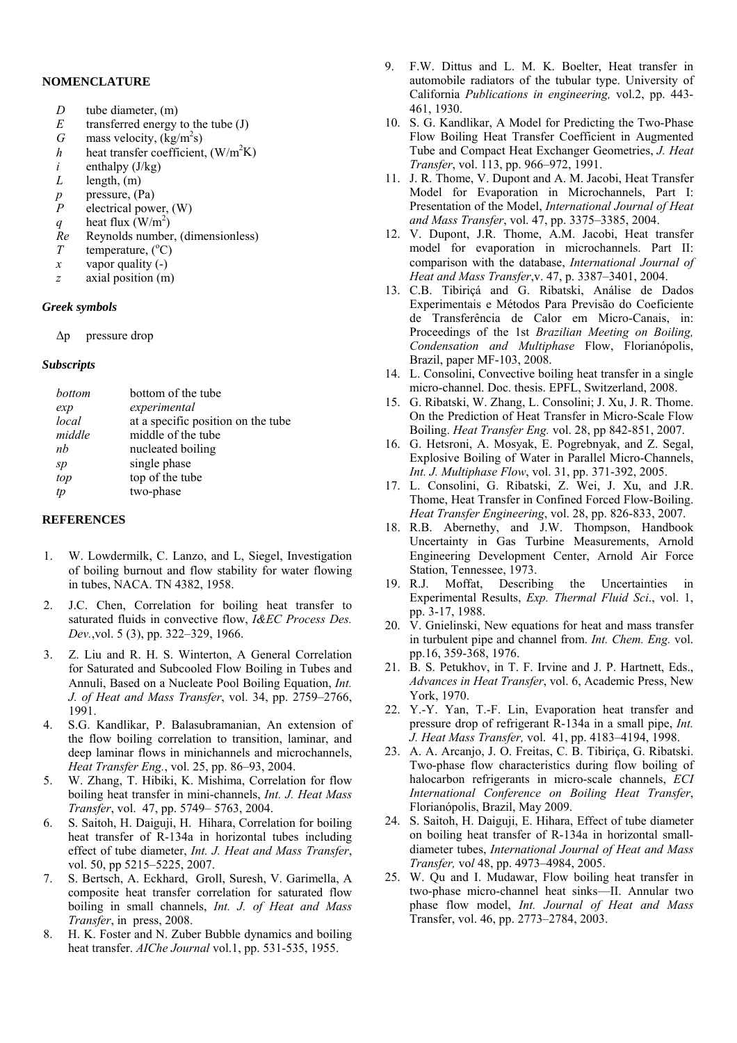## NOMENCLATURE

| | |
|---|---|
| $D$ | tube diameter, (m) |
| $E$ | transferred energy to the tube (J) |
| $G$ | mass velocity, (kg/m$^2$s) |
| $h$ | heat transfer coefficient, (W/m$^2$K) |
| $i$ | enthalpy (J/kg) |
| $L$ | length, (m) |
| $p$ | pressure, (Pa) |
| $P$ | electrical power, (W) |
| $q$ | heat flux (W/m$^2$) |
| $Re$ | Reynolds number, (dimensionless) |
| $T$ | temperature, ($^o$C) |
| $x$ | vapor quality (-) |
| $z$ | axial position (m) |

### *Greek symbols*

| | |
|---|---|
| $\Delta p$ | pressure drop |

### *Subscripts*

| | |
|---|---|
| *bottom* | bottom of the tube |
| *exp* | *experimental* |
| *local* | at a specific position on the tube |
| *middle* | middle of the tube |
| *nb* | nucleated boiling |
| *sp* | single phase |
| *top* | top of the tube |
| *tp* | two-phase |

## REFERENCES

1. W. Lowdermilk, C. Lanzo, and L, Siegel, Investigation of boiling burnout and flow stability for water flowing in tubes, NACA. TN 4382, 1958.
2. J.C. Chen, Correlation for boiling heat transfer to saturated fluids in convective flow, *I&EC Process Des. Dev.*,vol. 5 (3), pp. 322–329, 1966.
3. Z. Liu and R. H. S. Winterton, A General Correlation for Saturated and Subcooled Flow Boiling in Tubes and Annuli, Based on a Nucleate Pool Boiling Equation, *Int. J. of Heat and Mass Transfer*, vol. 34, pp. 2759–2766, 1991.
4. S.G. Kandlikar, P. Balasubramanian, An extension of the flow boiling correlation to transition, laminar, and deep laminar flows in minichannels and microchannels, *Heat Transfer Eng.*, vol. 25, pp. 86–93, 2004.
5. W. Zhang, T. Hibiki, K. Mishima, Correlation for flow boiling heat transfer in mini-channels, *Int. J. Heat Mass Transfer*, vol. 47, pp. 5749– 5763, 2004.
6. S. Saitoh, H. Daiguji, H. Hihara, Correlation for boiling heat transfer of R-134a in horizontal tubes including effect of tube diameter, *Int. J. Heat and Mass Transfer*, vol. 50, pp 5215–5225, 2007.
7. S. Bertsch, A. Eckhard, Groll, Suresh, V. Garimella, A composite heat transfer correlation for saturated flow boiling in small channels, *Int. J. of Heat and Mass Transfer*, in press, 2008.
8. H. K. Foster and N. Zuber Bubble dynamics and boiling heat transfer. *AIChe Journal* vol.1, pp. 531-535, 1955.
9. F.W. Dittus and L. M. K. Boelter, Heat transfer in automobile radiators of the tubular type. University of California *Publications in engineering,* vol.2, pp. 443-461, 1930.
10. S. G. Kandlikar, A Model for Predicting the Two-Phase Flow Boiling Heat Transfer Coefficient in Augmented Tube and Compact Heat Exchanger Geometries, *J. Heat Transfer*, vol. 113, pp. 966–972, 1991.
11. J. R. Thome, V. Dupont and A. M. Jacobi, Heat Transfer Model for Evaporation in Microchannels, Part I: Presentation of the Model, *International Journal of Heat and Mass Transfer*, vol. 47, pp. 3375–3385, 2004.
12. V. Dupont, J.R. Thome, A.M. Jacobi, Heat transfer model for evaporation in microchannels. Part II: comparison with the database, *International Journal of Heat and Mass Transfer*,v. 47, p. 3387–3401, 2004.
13. C.B. Tibiriçá and G. Ribatski, Análise de Dados Experimentais e Métodos Para Previsão do Coeficiente de Transferência de Calor em Micro-Canais, in: Proceedings of the 1st *Brazilian Meeting on Boiling, Condensation and Multiphase* Flow, Florianópolis, Brazil, paper MF-103, 2008.
14. L. Consolini, Convective boiling heat transfer in a single micro-channel. Doc. thesis. EPFL, Switzerland, 2008.
15. G. Ribatski, W. Zhang, L. Consolini; J. Xu, J. R. Thome. On the Prediction of Heat Transfer in Micro-Scale Flow Boiling. *Heat Transfer Eng.* vol. 28, pp 842-851, 2007.
16. G. Hetsroni, A. Mosyak, E. Pogrebnyak, and Z. Segal, Explosive Boiling of Water in Parallel Micro-Channels, *Int. J. Multiphase Flow*, vol. 31, pp. 371-392, 2005.
17. L. Consolini, G. Ribatski, Z. Wei, J. Xu, and J.R. Thome, Heat Transfer in Confined Forced Flow-Boiling. *Heat Transfer Engineering*, vol. 28, pp. 826-833, 2007.
18. R.B. Abernethy, and J.W. Thompson, Handbook Uncertainty in Gas Turbine Measurements, Arnold Engineering Development Center, Arnold Air Force Station, Tennessee, 1973.
19. R.J. Moffat, Describing the Uncertainties in Experimental Results, *Exp. Thermal Fluid Sci*., vol. 1, pp. 3-17, 1988.
20. V. Gnielinski, New equations for heat and mass transfer in turbulent pipe and channel from. *Int. Chem. Eng.* vol. pp.16, 359-368, 1976.
21. B. S. Petukhov, in T. F. Irvine and J. P. Hartnett, Eds., *Advances in Heat Transfer*, vol. 6, Academic Press, New York, 1970.
22. Y.-Y. Yan, T.-F. Lin, Evaporation heat transfer and pressure drop of refrigerant R-134a in a small pipe, *Int. J. Heat Mass Transfer,* vol. 41, pp. 4183–4194, 1998.
23. A. A. Arcanjo, J. O. Freitas, C. B. Tibiriça, G. Ribatski. Two-phase flow characteristics during flow boiling of halocarbon refrigerants in micro-scale channels, *ECI International Conference on Boiling Heat Transfer*, Florianópolis, Brazil, May 2009.
24. S. Saitoh, H. Daiguji, E. Hihara, Effect of tube diameter on boiling heat transfer of R-134a in horizontal small-diameter tubes, *International Journal of Heat and Mass Transfer,* vo*l* 48, pp. 4973–4984, 2005.
25. W. Qu and I. Mudawar, Flow boiling heat transfer in two-phase micro-channel heat sinks—II. Annular two phase flow model, *Int. Journal of Heat and Mass* Transfer, vol. 46, pp. 2773–2784, 2003.